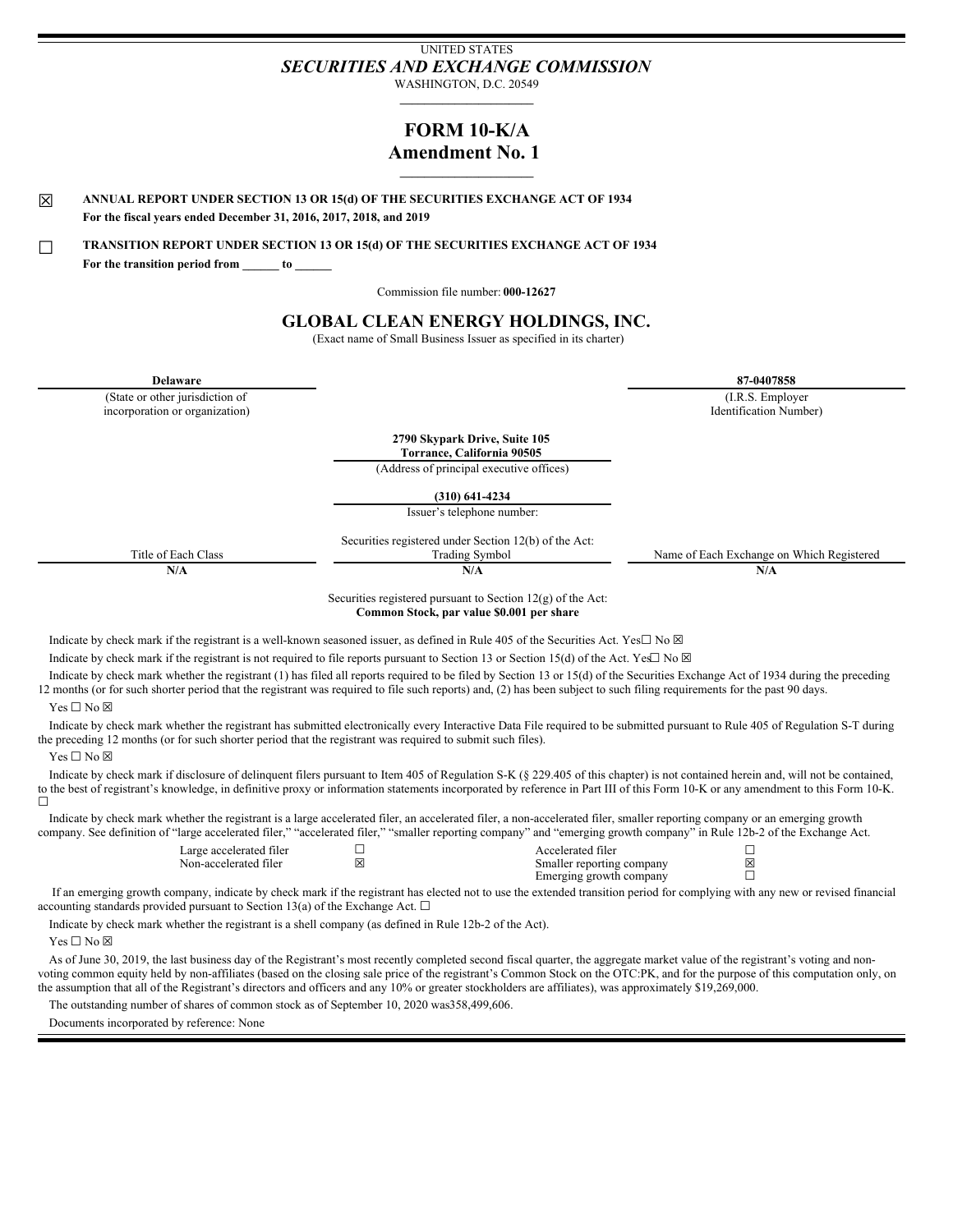UNITED STATES

*SECURITIES AND EXCHANGE COMMISSION*

WASHINGTON, D.C. 20549

# FORM 10-K/A
## Amendment No. 1

☒ **ANNUAL REPORT UNDER SECTION 13 OR 15(d) OF THE SECURITIES EXCHANGE ACT OF 1934**
**For the fiscal years ended December 31, 2016, 2017, 2018, and 2019**

☐ **TRANSITION REPORT UNDER SECTION 13 OR 15(d) OF THE SECURITIES EXCHANGE ACT OF 1934**
**For the transition period from ______ to ______**

Commission file number: **000-12627**

## GLOBAL CLEAN ENERGY HOLDINGS, INC.

(Exact name of Small Business Issuer as specified in its charter)

| **Delaware** | **87-0407858** |
|---|---|
| (State or other jurisdiction of incorporation or organization) | (I.R.S. Employer Identification Number) |

**2790 Skypark Drive, Suite 105**
**Torrance, California 90505**
(Address of principal executive offices)

**(310) 641-4234**
Issuer's telephone number:

Securities registered under Section 12(b) of the Act:

| Title of Each Class | Trading Symbol | Name of Each Exchange on Which Registered |
|---|---|---|
| **N/A** | **N/A** | **N/A** |

Securities registered pursuant to Section 12(g) of the Act:
**Common Stock, par value $0.001 per share**

Indicate by check mark if the registrant is a well-known seasoned issuer, as defined in Rule 405 of the Securities Act. Yes☐ No ☒

Indicate by check mark if the registrant is not required to file reports pursuant to Section 13 or Section 15(d) of the Act. Yes☐ No ☒

Indicate by check mark whether the registrant (1) has filed all reports required to be filed by Section 13 or 15(d) of the Securities Exchange Act of 1934 during the preceding 12 months (or for such shorter period that the registrant was required to file such reports) and, (2) has been subject to such filing requirements for the past 90 days.

Yes ☐ No ☒

Indicate by check mark whether the registrant has submitted electronically every Interactive Data File required to be submitted pursuant to Rule 405 of Regulation S-T during the preceding 12 months (or for such shorter period that the registrant was required to submit such files).

Yes ☐ No ☒

Indicate by check mark if disclosure of delinquent filers pursuant to Item 405 of Regulation S-K (§ 229.405 of this chapter) is not contained herein and, will not be contained, to the best of registrant's knowledge, in definitive proxy or information statements incorporated by reference in Part III of this Form 10-K or any amendment to this Form 10-K. ☐

Indicate by check mark whether the registrant is a large accelerated filer, an accelerated filer, a non-accelerated filer, smaller reporting company or an emerging growth company. See definition of "large accelerated filer," "accelerated filer," "smaller reporting company" and "emerging growth company" in Rule 12b-2 of the Exchange Act.

| | | | |
|---|---|---|---|
| Large accelerated filer | ☐ | Accelerated filer | ☐ |
| Non-accelerated filer | ☒ | Smaller reporting company | ☒ |
| | | Emerging growth company | ☐ |

If an emerging growth company, indicate by check mark if the registrant has elected not to use the extended transition period for complying with any new or revised financial accounting standards provided pursuant to Section 13(a) of the Exchange Act. ☐

Indicate by check mark whether the registrant is a shell company (as defined in Rule 12b-2 of the Act).

Yes ☐ No ☒

As of June 30, 2019, the last business day of the Registrant's most recently completed second fiscal quarter, the aggregate market value of the registrant's voting and non-voting common equity held by non-affiliates (based on the closing sale price of the registrant's Common Stock on the OTC:PK, and for the purpose of this computation only, on the assumption that all of the Registrant's directors and officers and any 10% or greater stockholders are affiliates), was approximately $19,269,000.

The outstanding number of shares of common stock as of September 10, 2020 was358,499,606.

Documents incorporated by reference: None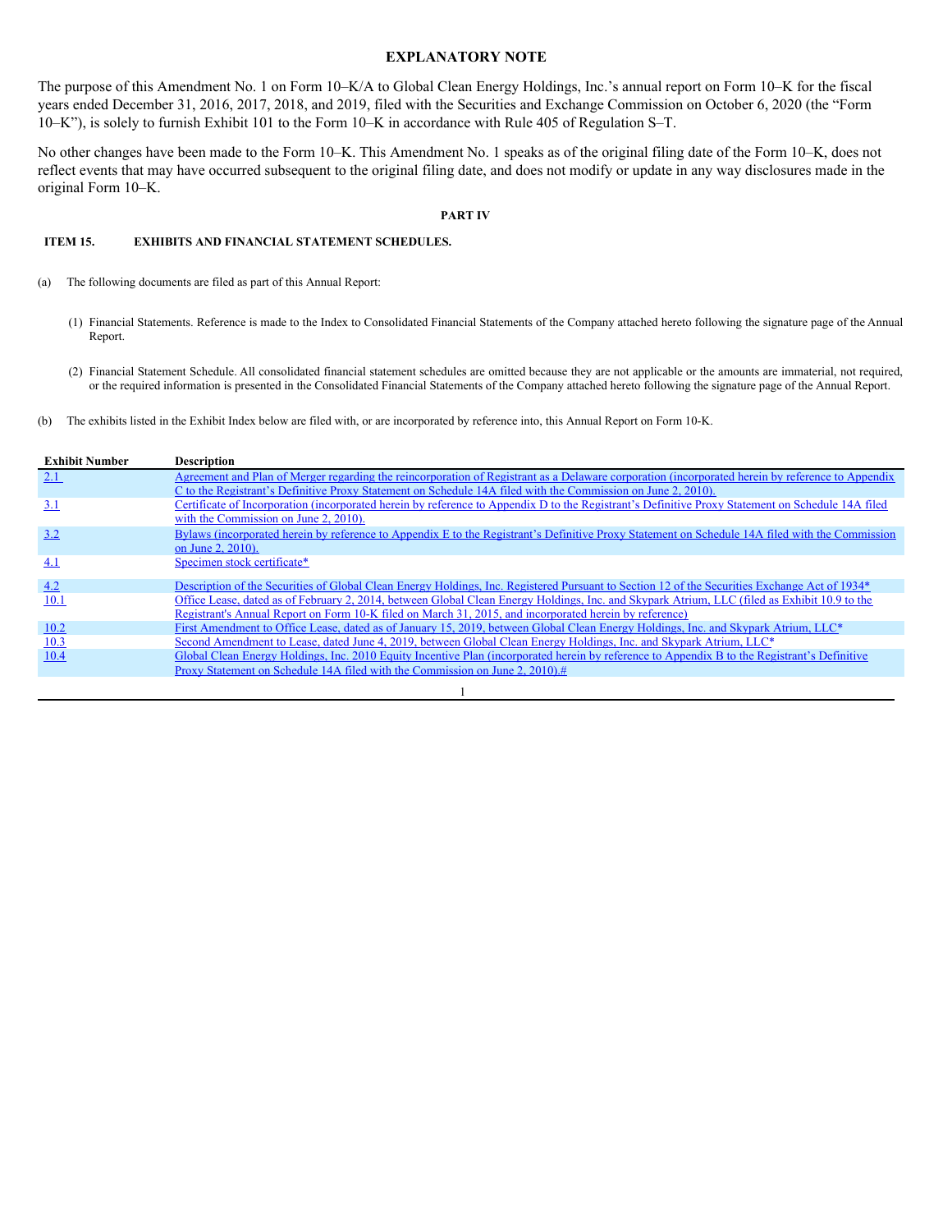## EXPLANATORY NOTE

The purpose of this Amendment No. 1 on Form 10–K/A to Global Clean Energy Holdings, Inc.'s annual report on Form 10–K for the fiscal years ended December 31, 2016, 2017, 2018, and 2019, filed with the Securities and Exchange Commission on October 6, 2020 (the "Form 10–K"), is solely to furnish Exhibit 101 to the Form 10–K in accordance with Rule 405 of Regulation S–T.

No other changes have been made to the Form 10–K. This Amendment No. 1 speaks as of the original filing date of the Form 10–K, does not reflect events that may have occurred subsequent to the original filing date, and does not modify or update in any way disclosures made in the original Form 10–K.

## PART IV

### ITEM 15. EXHIBITS AND FINANCIAL STATEMENT SCHEDULES.

(a) The following documents are filed as part of this Annual Report:

(1) Financial Statements. Reference is made to the Index to Consolidated Financial Statements of the Company attached hereto following the signature page of the Annual Report.

(2) Financial Statement Schedule. All consolidated financial statement schedules are omitted because they are not applicable or the amounts are immaterial, not required, or the required information is presented in the Consolidated Financial Statements of the Company attached hereto following the signature page of the Annual Report.

(b) The exhibits listed in the Exhibit Index below are filed with, or are incorporated by reference into, this Annual Report on Form 10-K.

| Exhibit Number | Description |
|---|---|
| 2.1 | Agreement and Plan of Merger regarding the reincorporation of Registrant as a Delaware corporation (incorporated herein by reference to Appendix C to the Registrant's Definitive Proxy Statement on Schedule 14A filed with the Commission on June 2, 2010). |
| 3.1 | Certificate of Incorporation (incorporated herein by reference to Appendix D to the Registrant's Definitive Proxy Statement on Schedule 14A filed with the Commission on June 2, 2010). |
| 3.2 | Bylaws (incorporated herein by reference to Appendix E to the Registrant's Definitive Proxy Statement on Schedule 14A filed with the Commission on June 2, 2010). |
| 4.1 | Specimen stock certificate* |
| 4.2 | Description of the Securities of Global Clean Energy Holdings, Inc. Registered Pursuant to Section 12 of the Securities Exchange Act of 1934* |
| 10.1 | Office Lease, dated as of February 2, 2014, between Global Clean Energy Holdings, Inc. and Skypark Atrium, LLC (filed as Exhibit 10.9 to the Registrant's Annual Report on Form 10-K filed on March 31, 2015, and incorporated herein by reference) |
| 10.2 | First Amendment to Office Lease, dated as of January 15, 2019, between Global Clean Energy Holdings, Inc. and Skypark Atrium, LLC* |
| 10.3 | Second Amendment to Lease, dated June 4, 2019, between Global Clean Energy Holdings, Inc. and Skypark Atrium, LLC* |
| 10.4 | Global Clean Energy Holdings, Inc. 2010 Equity Incentive Plan (incorporated herein by reference to Appendix B to the Registrant's Definitive Proxy Statement on Schedule 14A filed with the Commission on June 2, 2010).# |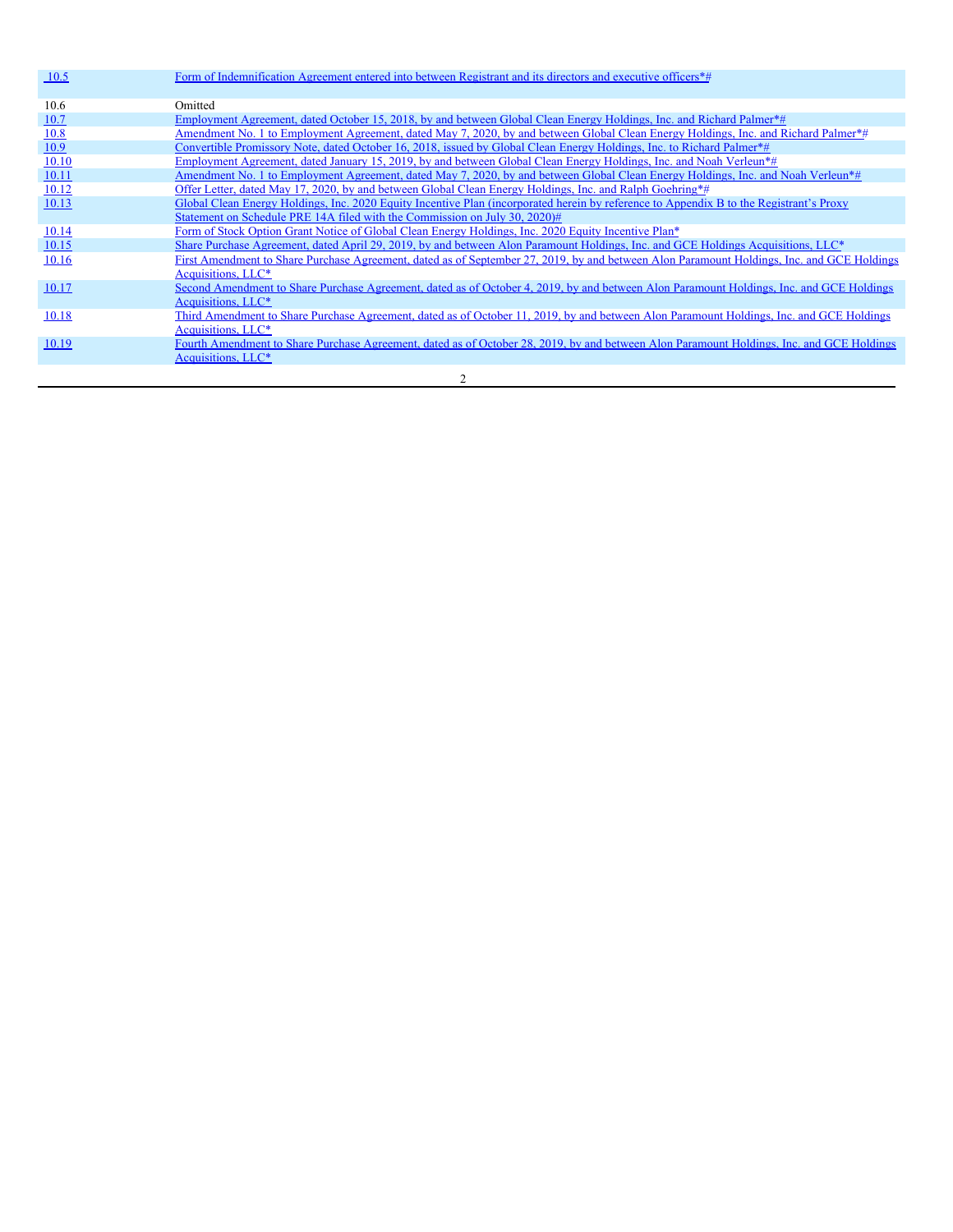| | |
|---|---|
| 10.5 | Form of Indemnification Agreement entered into between Registrant and its directors and executive officers*# |
| 10.6 | Omitted |
| 10.7 | Employment Agreement, dated October 15, 2018, by and between Global Clean Energy Holdings, Inc. and Richard Palmer*# |
| 10.8 | Amendment No. 1 to Employment Agreement, dated May 7, 2020, by and between Global Clean Energy Holdings, Inc. and Richard Palmer*# |
| 10.9 | Convertible Promissory Note, dated October 16, 2018, issued by Global Clean Energy Holdings, Inc. to Richard Palmer*# |
| 10.10 | Employment Agreement, dated January 15, 2019, by and between Global Clean Energy Holdings, Inc. and Noah Verleun*# |
| 10.11 | Amendment No. 1 to Employment Agreement, dated May 7, 2020, by and between Global Clean Energy Holdings, Inc. and Noah Verleun*# |
| 10.12 | Offer Letter, dated May 17, 2020, by and between Global Clean Energy Holdings, Inc. and Ralph Goehring*# |
| 10.13 | Global Clean Energy Holdings, Inc. 2020 Equity Incentive Plan (incorporated herein by reference to Appendix B to the Registrant's Proxy Statement on Schedule PRE 14A filed with the Commission on July 30, 2020)# |
| 10.14 | Form of Stock Option Grant Notice of Global Clean Energy Holdings, Inc. 2020 Equity Incentive Plan* |
| 10.15 | Share Purchase Agreement, dated April 29, 2019, by and between Alon Paramount Holdings, Inc. and GCE Holdings Acquisitions, LLC* |
| 10.16 | First Amendment to Share Purchase Agreement, dated as of September 27, 2019, by and between Alon Paramount Holdings, Inc. and GCE Holdings Acquisitions, LLC* |
| 10.17 | Second Amendment to Share Purchase Agreement, dated as of October 4, 2019, by and between Alon Paramount Holdings, Inc. and GCE Holdings Acquisitions, LLC* |
| 10.18 | Third Amendment to Share Purchase Agreement, dated as of October 11, 2019, by and between Alon Paramount Holdings, Inc. and GCE Holdings Acquisitions, LLC* |
| 10.19 | Fourth Amendment to Share Purchase Agreement, dated as of October 28, 2019, by and between Alon Paramount Holdings, Inc. and GCE Holdings Acquisitions, LLC* |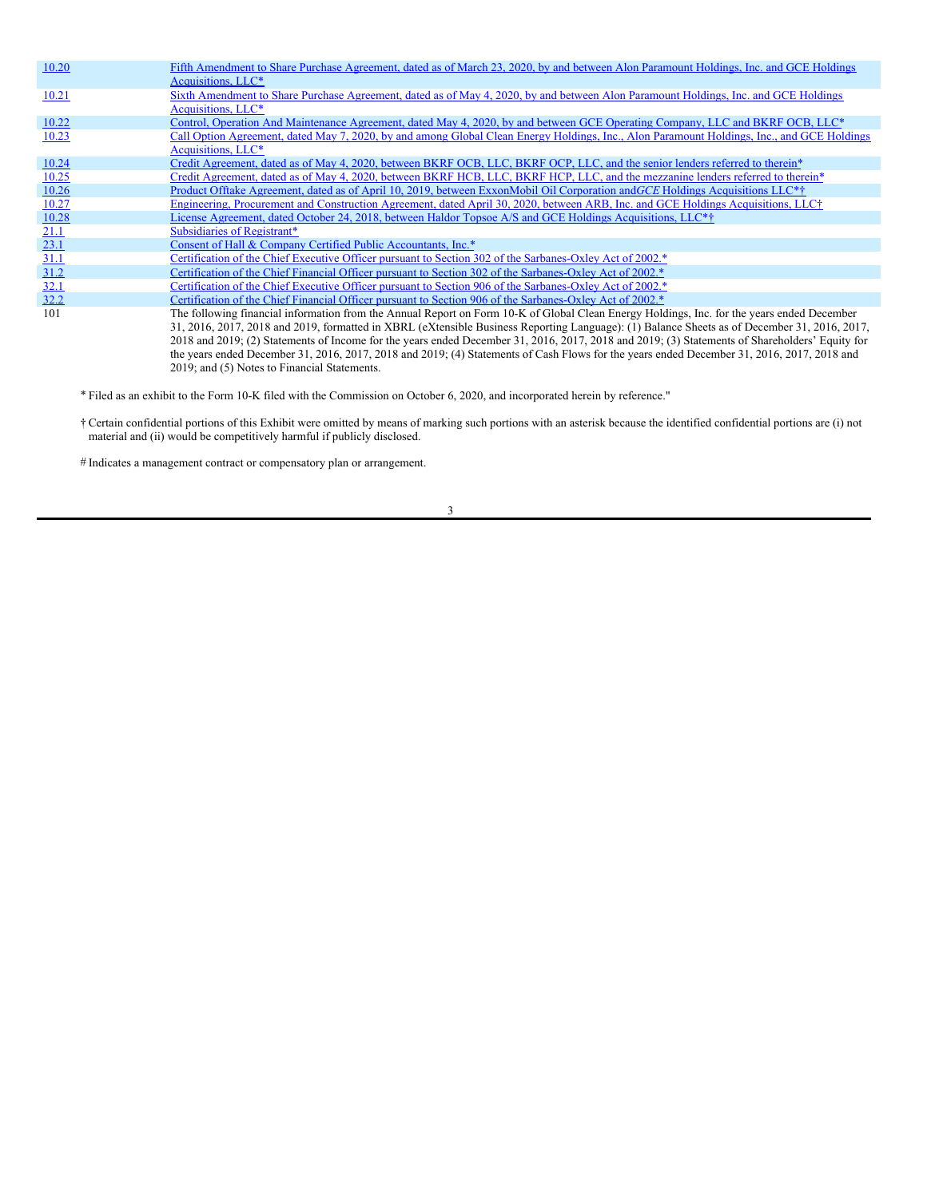| | |
|---|---|
| 10.20 | Fifth Amendment to Share Purchase Agreement, dated as of March 23, 2020, by and between Alon Paramount Holdings, Inc. and GCE Holdings Acquisitions, LLC* |
| 10.21 | Sixth Amendment to Share Purchase Agreement, dated as of May 4, 2020, by and between Alon Paramount Holdings, Inc. and GCE Holdings Acquisitions, LLC* |
| 10.22 | Control, Operation And Maintenance Agreement, dated May 4, 2020, by and between GCE Operating Company, LLC and BKRF OCB, LLC* |
| 10.23 | Call Option Agreement, dated May 7, 2020, by and among Global Clean Energy Holdings, Inc., Alon Paramount Holdings, Inc., and GCE Holdings Acquisitions, LLC* |
| 10.24 | Credit Agreement, dated as of May 4, 2020, between BKRF OCB, LLC, BKRF OCP, LLC, and the senior lenders referred to therein* |
| 10.25 | Credit Agreement, dated as of May 4, 2020, between BKRF HCB, LLC, BKRF HCP, LLC, and the mezzanine lenders referred to therein* |
| 10.26 | Product Offtake Agreement, dated as of April 10, 2019, between ExxonMobil Oil Corporation and *GCE* Holdings Acquisitions LLC*† |
| 10.27 | Engineering, Procurement and Construction Agreement, dated April 30, 2020, between ARB, Inc. and GCE Holdings Acquisitions, LLC† |
| 10.28 | License Agreement, dated October 24, 2018, between Haldor Topsoe A/S and GCE Holdings Acquisitions, LLC*† |
| 21.1 | Subsidiaries of Registrant* |
| 23.1 | Consent of Hall & Company Certified Public Accountants, Inc.* |
| 31.1 | Certification of the Chief Executive Officer pursuant to Section 302 of the Sarbanes-Oxley Act of 2002.* |
| 31.2 | Certification of the Chief Financial Officer pursuant to Section 302 of the Sarbanes-Oxley Act of 2002.* |
| 32.1 | Certification of the Chief Executive Officer pursuant to Section 906 of the Sarbanes-Oxley Act of 2002.* |
| 32.2 | Certification of the Chief Financial Officer pursuant to Section 906 of the Sarbanes-Oxley Act of 2002.* |
| 101 | The following financial information from the Annual Report on Form 10-K of Global Clean Energy Holdings, Inc. for the years ended December 31, 2016, 2017, 2018 and 2019, formatted in XBRL (eXtensible Business Reporting Language): (1) Balance Sheets as of December 31, 2016, 2017, 2018 and 2019; (2) Statements of Income for the years ended December 31, 2016, 2017, 2018 and 2019; (3) Statements of Shareholders' Equity for the years ended December 31, 2016, 2017, 2018 and 2019; (4) Statements of Cash Flows for the years ended December 31, 2016, 2017, 2018 and 2019; and (5) Notes to Financial Statements. |

* Filed as an exhibit to the Form 10-K filed with the Commission on October 6, 2020, and incorporated herein by reference."

† Certain confidential portions of this Exhibit were omitted by means of marking such portions with an asterisk because the identified confidential portions are (i) not material and (ii) would be competitively harmful if publicly disclosed.

# Indicates a management contract or compensatory plan or arrangement.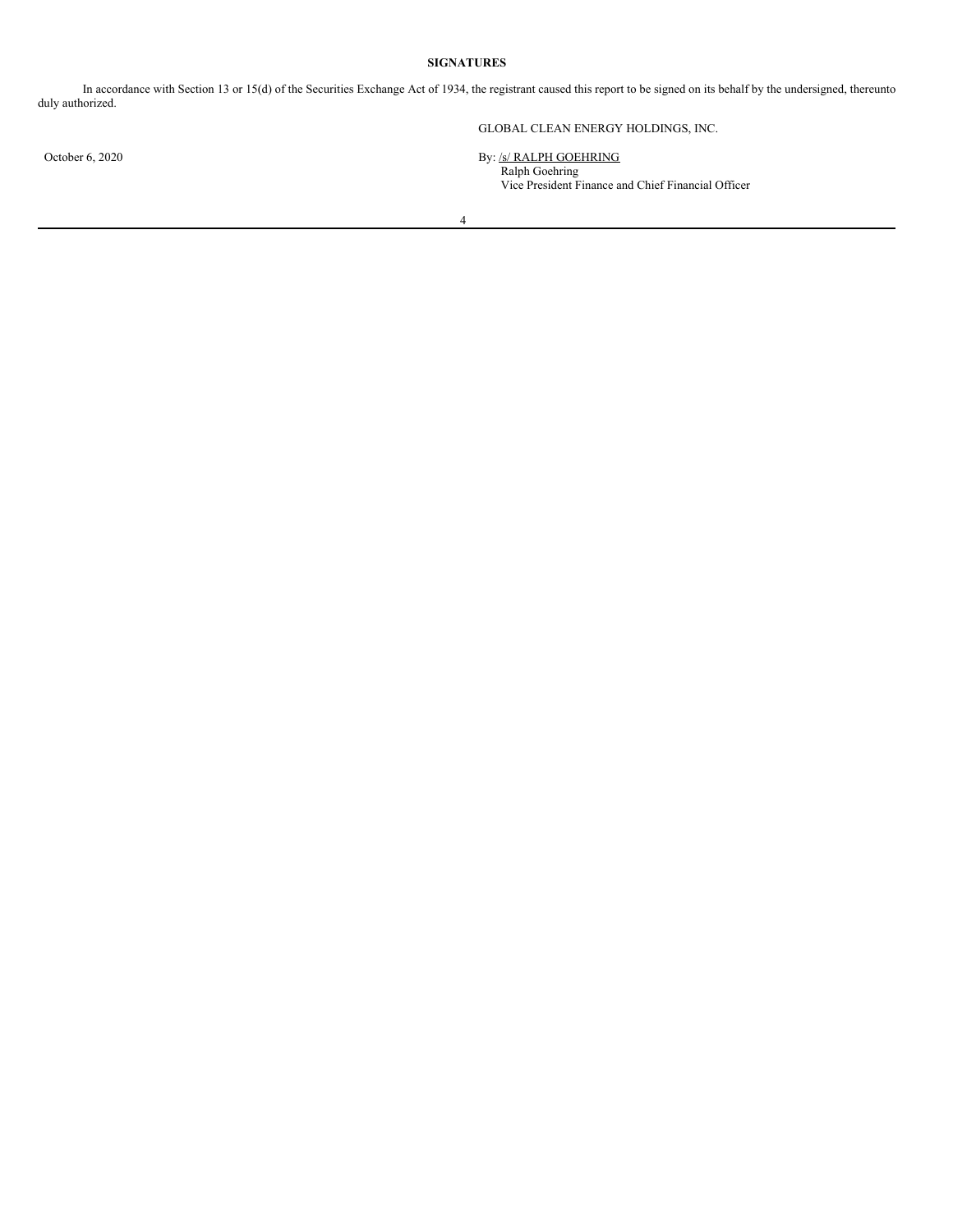**SIGNATURES**

In accordance with Section 13 or 15(d) of the Securities Exchange Act of 1934, the registrant caused this report to be signed on its behalf by the undersigned, thereunto duly authorized.

GLOBAL CLEAN ENERGY HOLDINGS, INC.

October 6, 2020

By: /s/ RALPH GOEHRING
Ralph Goehring
Vice President Finance and Chief Financial Officer